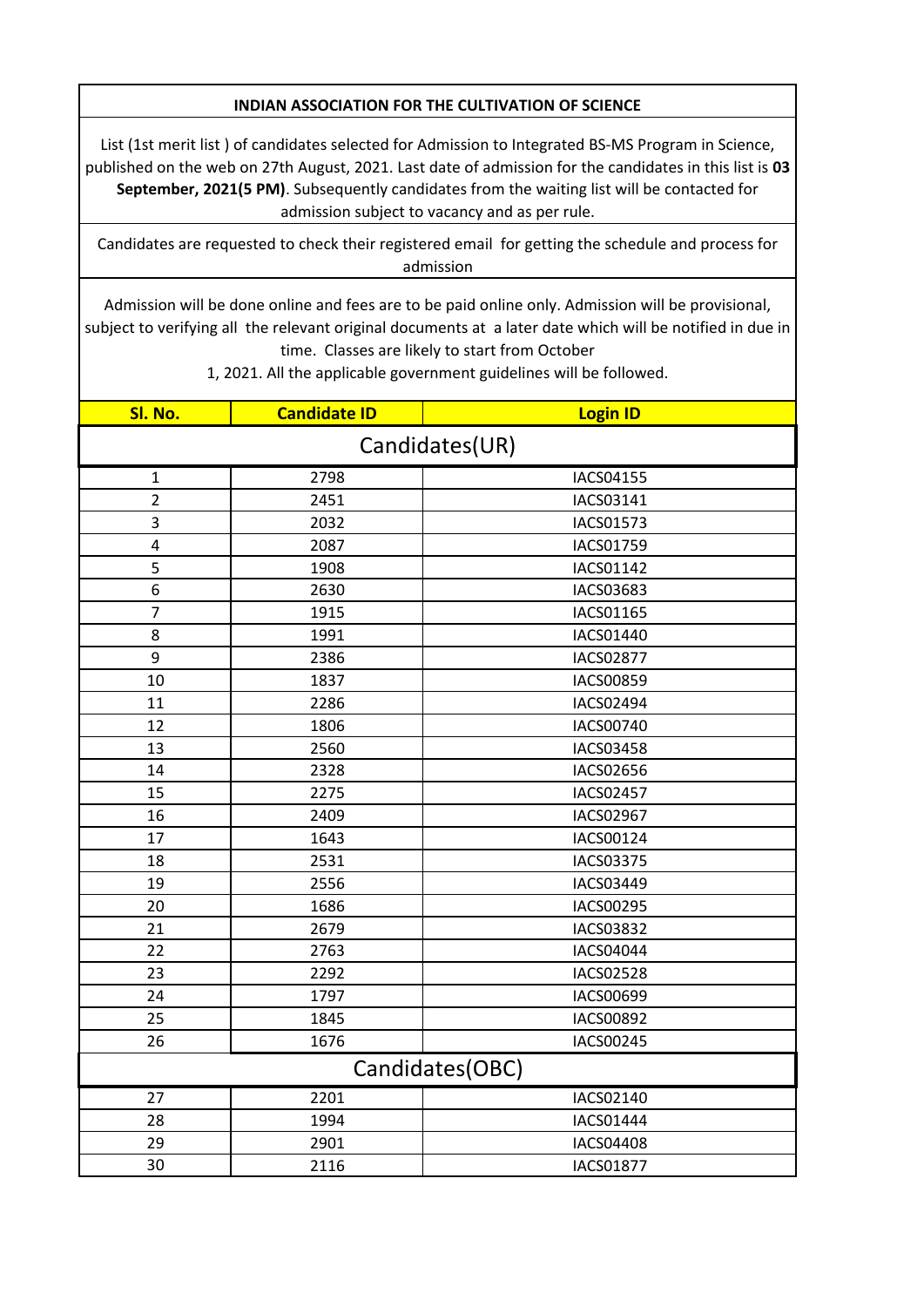**INDIAN ASSOCIATION FOR THE CULTIVATION OF SCIENCE**

List (1st merit list ) of candidates selected for Admission to Integrated BS-MS Program in Science, published on the web on 27th August, 2021. Last date of admission for the candidates in this list is **03 September, 2021(5 PM)**. Subsequently candidates from the waiting list will be contacted for admission subject to vacancy and as per rule.

Candidates are requested to check their registered email for getting the schedule and process for admission

Admission will be done online and fees are to be paid online only. Admission will be provisional, subject to verifying all the relevant original documents at a later date which will be notified in due in time. Classes are likely to start from October 1, 2021. All the applicable government guidelines will be followed.

| Sl. No. | Candidate ID | Login ID |
|---|---|---|
| Candidates(UR) | | |
| 1 | 2798 | IACS04155 |
| 2 | 2451 | IACS03141 |
| 3 | 2032 | IACS01573 |
| 4 | 2087 | IACS01759 |
| 5 | 1908 | IACS01142 |
| 6 | 2630 | IACS03683 |
| 7 | 1915 | IACS01165 |
| 8 | 1991 | IACS01440 |
| 9 | 2386 | IACS02877 |
| 10 | 1837 | IACS00859 |
| 11 | 2286 | IACS02494 |
| 12 | 1806 | IACS00740 |
| 13 | 2560 | IACS03458 |
| 14 | 2328 | IACS02656 |
| 15 | 2275 | IACS02457 |
| 16 | 2409 | IACS02967 |
| 17 | 1643 | IACS00124 |
| 18 | 2531 | IACS03375 |
| 19 | 2556 | IACS03449 |
| 20 | 1686 | IACS00295 |
| 21 | 2679 | IACS03832 |
| 22 | 2763 | IACS04044 |
| 23 | 2292 | IACS02528 |
| 24 | 1797 | IACS00699 |
| 25 | 1845 | IACS00892 |
| 26 | 1676 | IACS00245 |
| Candidates(OBC) | | |
| 27 | 2201 | IACS02140 |
| 28 | 1994 | IACS01444 |
| 29 | 2901 | IACS04408 |
| 30 | 2116 | IACS01877 |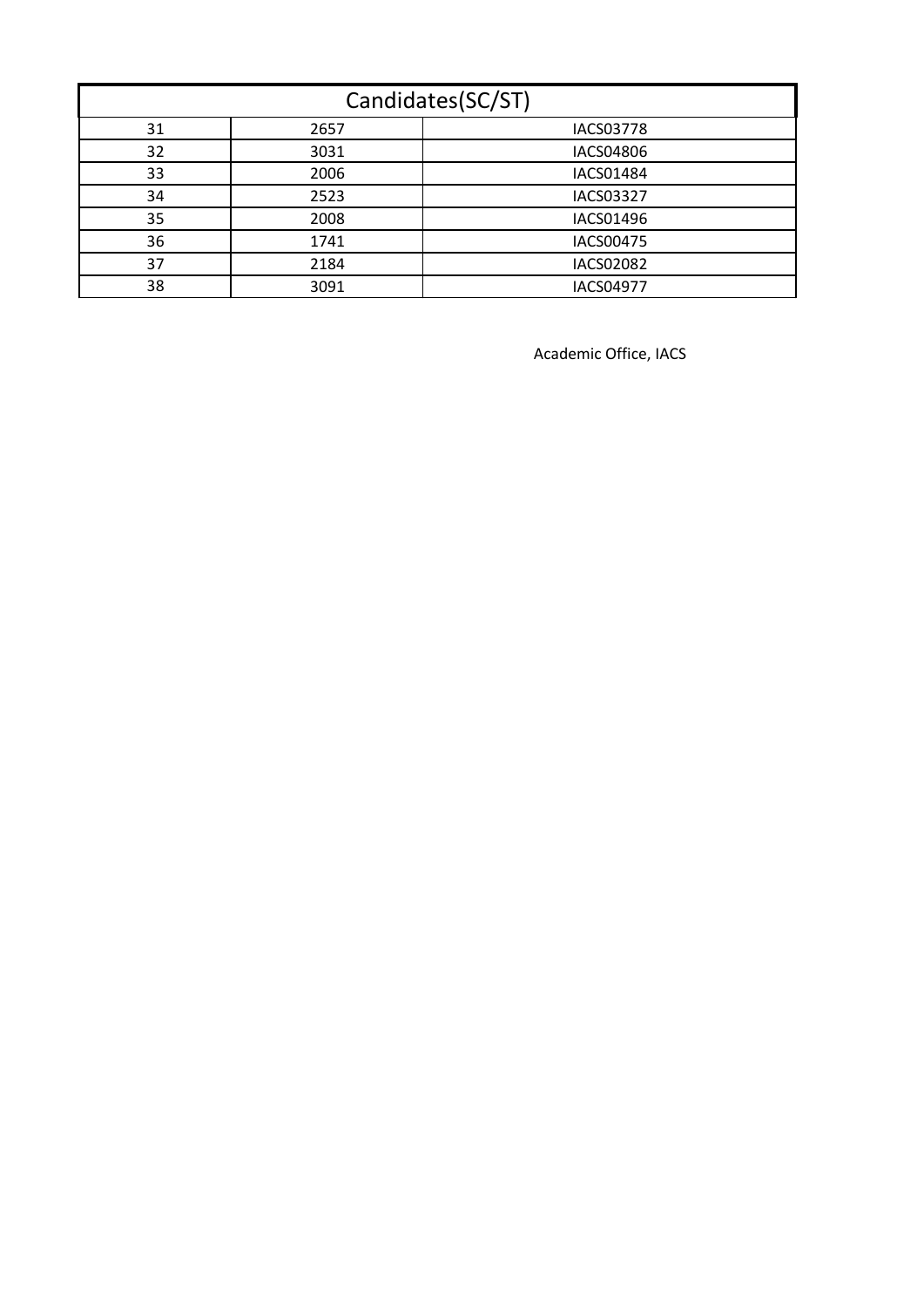| Candidates(SC/ST) | | |
|---|---|---|
| 31 | 2657 | IACS03778 |
| 32 | 3031 | IACS04806 |
| 33 | 2006 | IACS01484 |
| 34 | 2523 | IACS03327 |
| 35 | 2008 | IACS01496 |
| 36 | 1741 | IACS00475 |
| 37 | 2184 | IACS02082 |
| 38 | 3091 | IACS04977 |

Academic Office, IACS